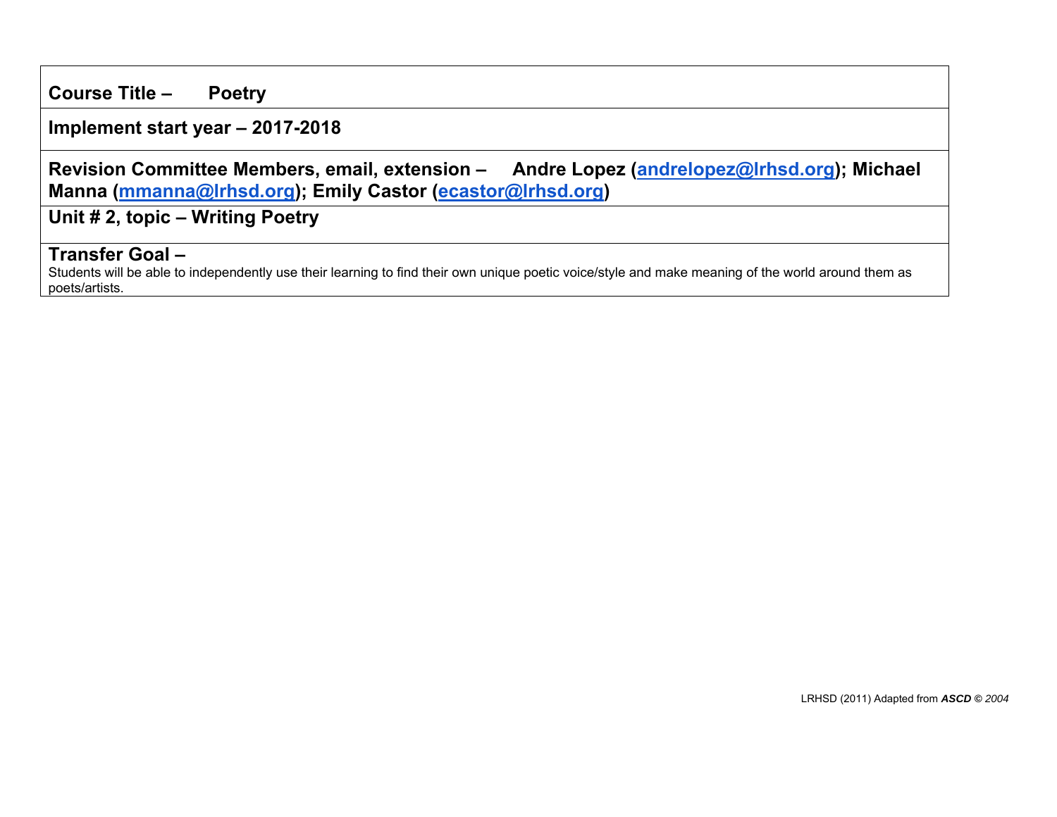**Course Title – Poetry**

**Implement start year – 2017-2018**

**Revision Committee Members, email, extension – Andre Lopez (andrelopez@lrhsd.org); Michael Manna (mmanna@lrhsd.org); Emily Castor (ecastor@lrhsd.org)**

**Unit # 2, topic – Writing Poetry**

**Transfer Goal –**
Students will be able to independently use their learning to find their own unique poetic voice/style and make meaning of the world around them as poets/artists.

LRHSD (2011) Adapted from ***ASCD*** *© 2004*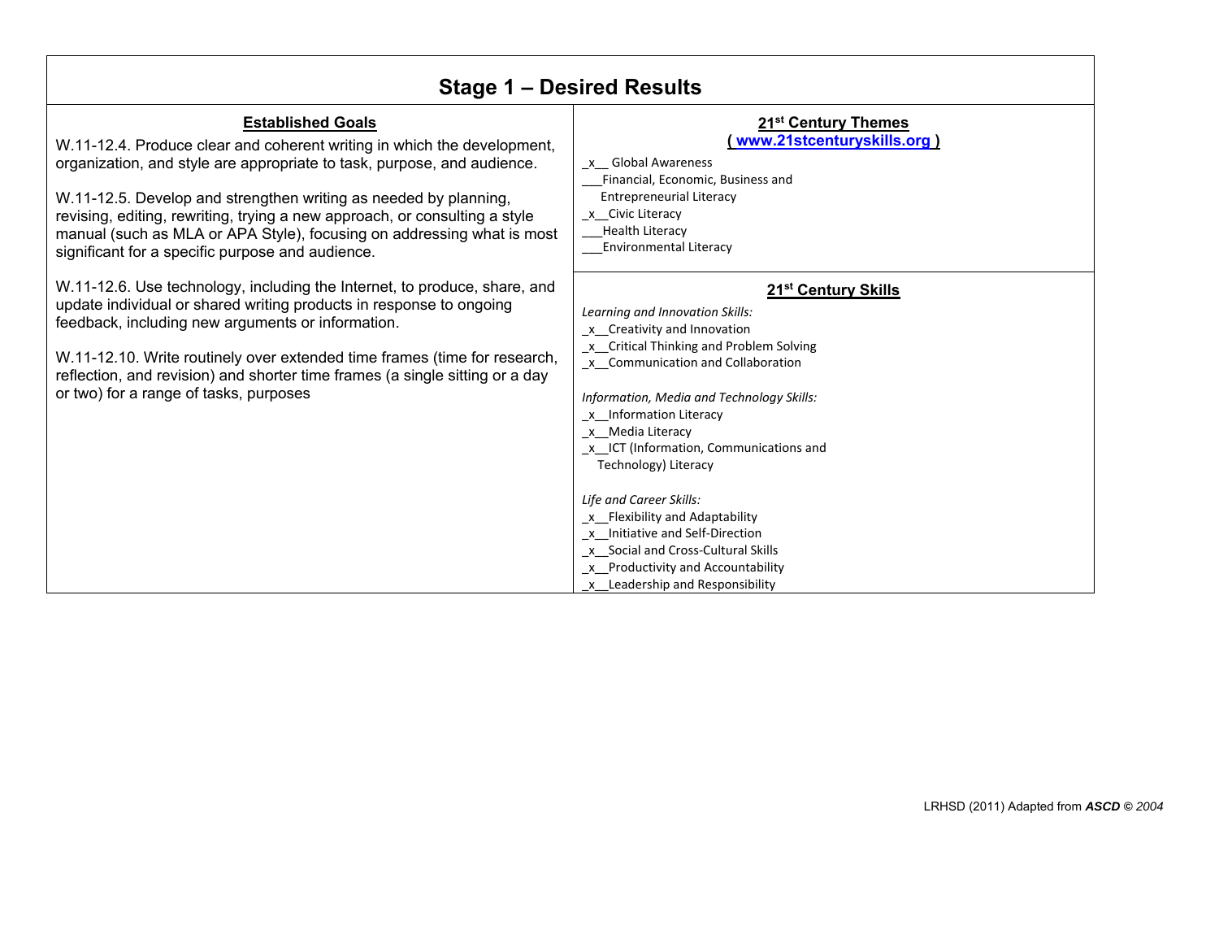# Stage 1 – Desired Results

## Established Goals

W.11-12.4. Produce clear and coherent writing in which the development, organization, and style are appropriate to task, purpose, and audience.

W.11-12.5. Develop and strengthen writing as needed by planning, revising, editing, rewriting, trying a new approach, or consulting a style manual (such as MLA or APA Style), focusing on addressing what is most significant for a specific purpose and audience.

W.11-12.6. Use technology, including the Internet, to produce, share, and update individual or shared writing products in response to ongoing feedback, including new arguments or information.

W.11-12.10. Write routinely over extended time frames (time for research, reflection, and revision) and shorter time frames (a single sitting or a day or two) for a range of tasks, purposes

## 21st Century Themes

( www.21stcenturyskills.org )

_x__ Global Awareness
___Financial, Economic, Business and Entrepreneurial Literacy
_x__Civic Literacy
___Health Literacy
___Environmental Literacy

## 21st Century Skills

*Learning and Innovation Skills:*

_x__Creativity and Innovation
_x__Critical Thinking and Problem Solving
_x__Communication and Collaboration

*Information, Media and Technology Skills:*

_x__Information Literacy
_x__Media Literacy
_x__ICT (Information, Communications and Technology) Literacy

*Life and Career Skills:*

_x__Flexibility and Adaptability
_x__Initiative and Self-Direction
_x__Social and Cross-Cultural Skills
_x__Productivity and Accountability
_x__Leadership and Responsibility

LRHSD (2011) Adapted from ***ASCD*** © *2004*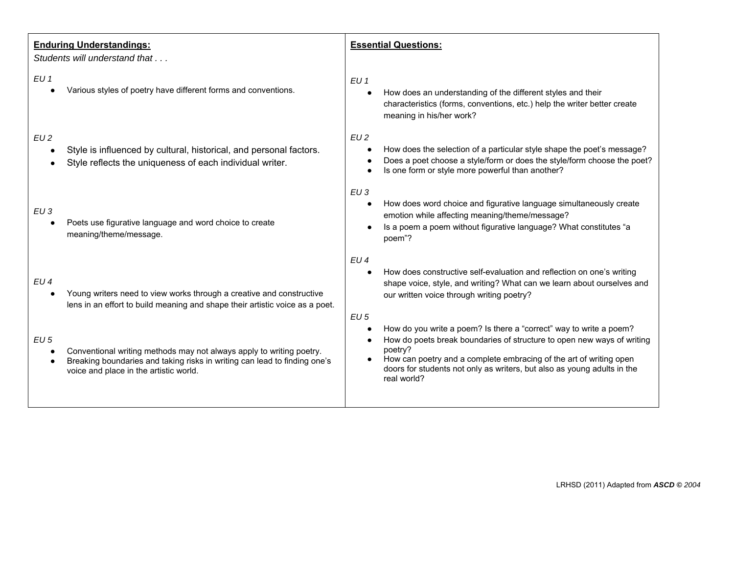| **Enduring Understandings:**<br>*Students will understand that . . .* | **Essential Questions:** |
|---|---|
| *EU 1*<br>• Various styles of poetry have different forms and conventions. | *EU 1*<br>• How does an understanding of the different styles and their characteristics (forms, conventions, etc.) help the writer better create meaning in his/her work? |
| *EU 2*<br>• Style is influenced by cultural, historical, and personal factors.<br>• Style reflects the uniqueness of each individual writer. | *EU 2*<br>• How does the selection of a particular style shape the poet's message?<br>• Does a poet choose a style/form or does the style/form choose the poet?<br>• Is one form or style more powerful than another? |
| *EU 3*<br>• Poets use figurative language and word choice to create meaning/theme/message. | *EU 3*<br>• How does word choice and figurative language simultaneously create emotion while affecting meaning/theme/message?<br>• Is a poem a poem without figurative language? What constitutes "a poem"? |
| *EU 4*<br>• Young writers need to view works through a creative and constructive lens in an effort to build meaning and shape their artistic voice as a poet. | *EU 4*<br>• How does constructive self-evaluation and reflection on one's writing shape voice, style, and writing? What can we learn about ourselves and our written voice through writing poetry? |
| *EU 5*<br>• Conventional writing methods may not always apply to writing poetry.<br>• Breaking boundaries and taking risks in writing can lead to finding one's voice and place in the artistic world. | *EU 5*<br>• How do you write a poem? Is there a "correct" way to write a poem?<br>• How do poets break boundaries of structure to open new ways of writing poetry?<br>• How can poetry and a complete embracing of the art of writing open doors for students not only as writers, but also as young adults in the real world? |

LRHSD (2011) Adapted from ***ASCD*** *© 2004*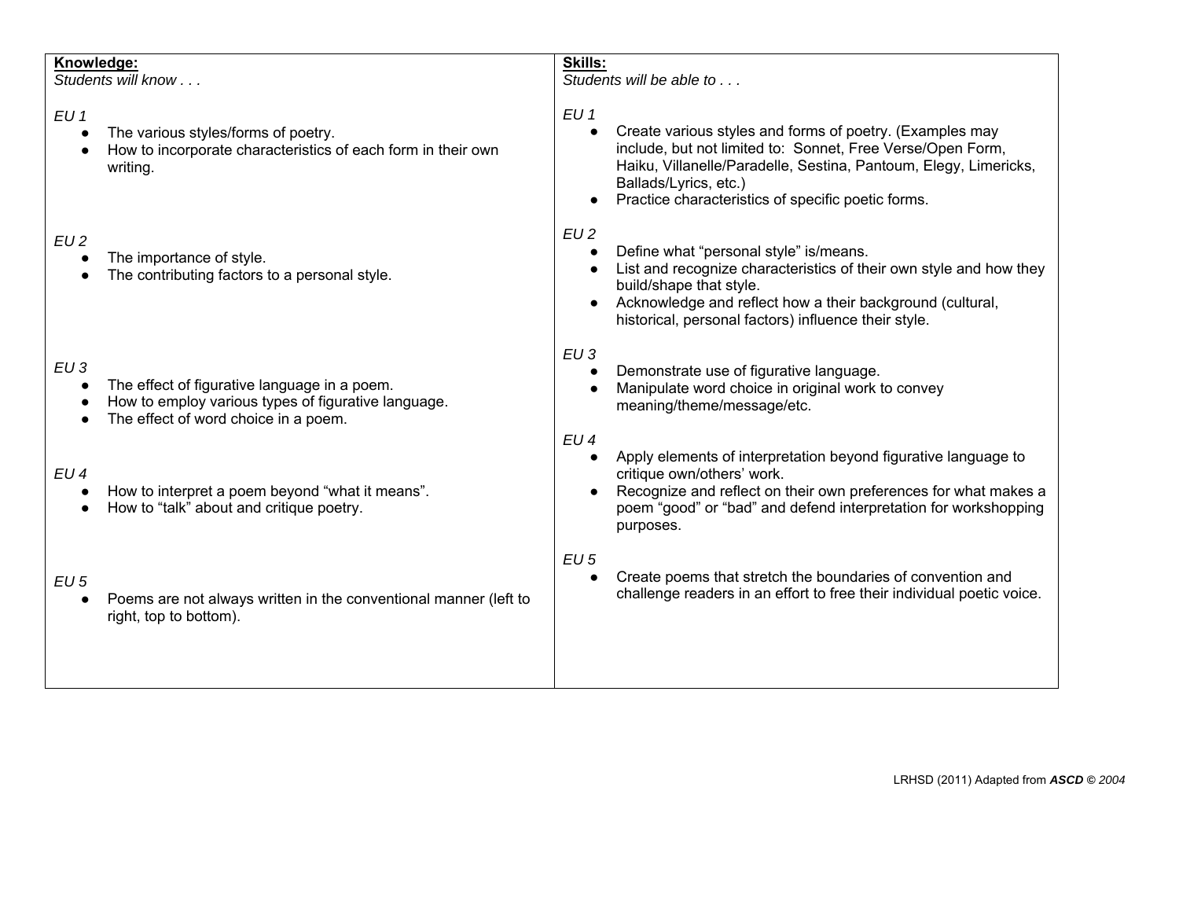| **Knowledge:**<br>*Students will know . . .* | **Skills:**<br>*Students will be able to . . .* |
| --- | --- |
| *EU 1*<br>● The various styles/forms of poetry.<br>● How to incorporate characteristics of each form in their own writing. | *EU 1*<br>● Create various styles and forms of poetry. (Examples may include, but not limited to: Sonnet, Free Verse/Open Form, Haiku, Villanelle/Paradelle, Sestina, Pantoum, Elegy, Limericks, Ballads/Lyrics, etc.)<br>● Practice characteristics of specific poetic forms. |
| *EU 2*<br>● The importance of style.<br>● The contributing factors to a personal style. | *EU 2*<br>● Define what "personal style" is/means.<br>● List and recognize characteristics of their own style and how they build/shape that style.<br>● Acknowledge and reflect how a their background (cultural, historical, personal factors) influence their style. |
| *EU 3*<br>● The effect of figurative language in a poem.<br>● How to employ various types of figurative language.<br>● The effect of word choice in a poem. | *EU 3*<br>● Demonstrate use of figurative language.<br>● Manipulate word choice in original work to convey meaning/theme/message/etc. |
| *EU 4*<br>● How to interpret a poem beyond "what it means".<br>● How to "talk" about and critique poetry. | *EU 4*<br>● Apply elements of interpretation beyond figurative language to critique own/others' work.<br>● Recognize and reflect on their own preferences for what makes a poem "good" or "bad" and defend interpretation for workshopping purposes. |
| *EU 5*<br>● Poems are not always written in the conventional manner (left to right, top to bottom). | *EU 5*<br>● Create poems that stretch the boundaries of convention and challenge readers in an effort to free their individual poetic voice. |

LRHSD (2011) Adapted from ***ASCD © 2004***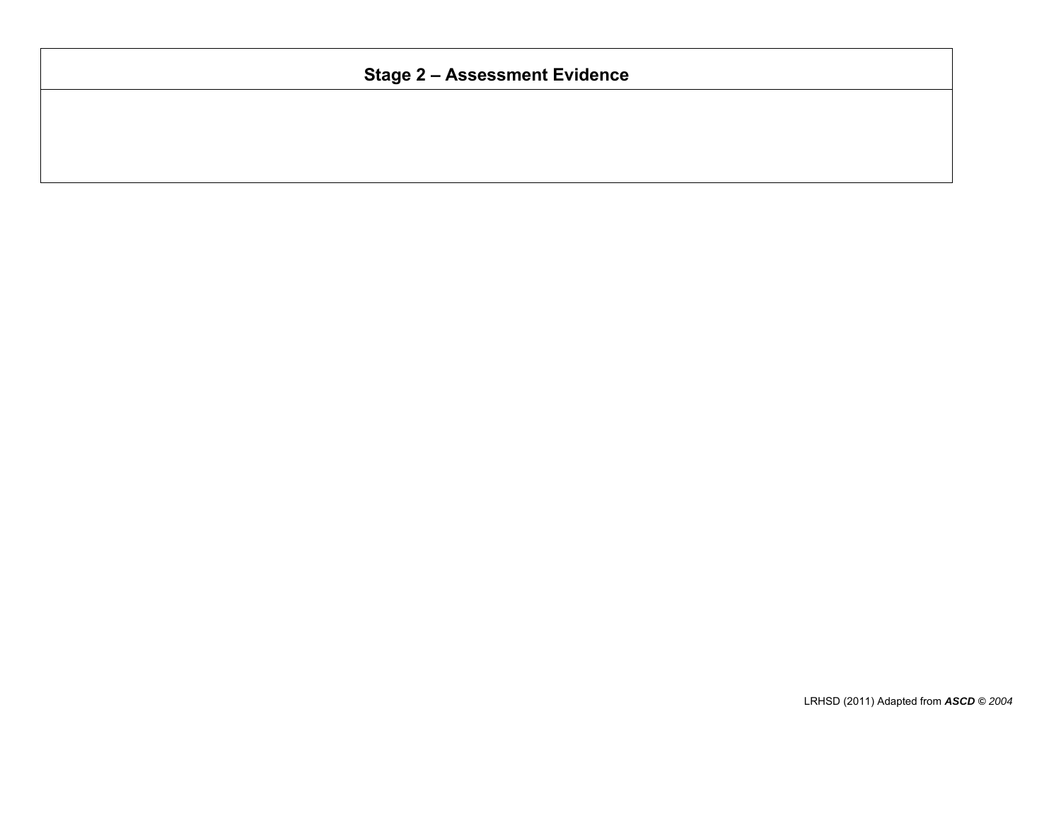| Stage 2 – Assessment Evidence |
| --- |
| |

LRHSD (2011) Adapted from ***ASCD*** *© 2004*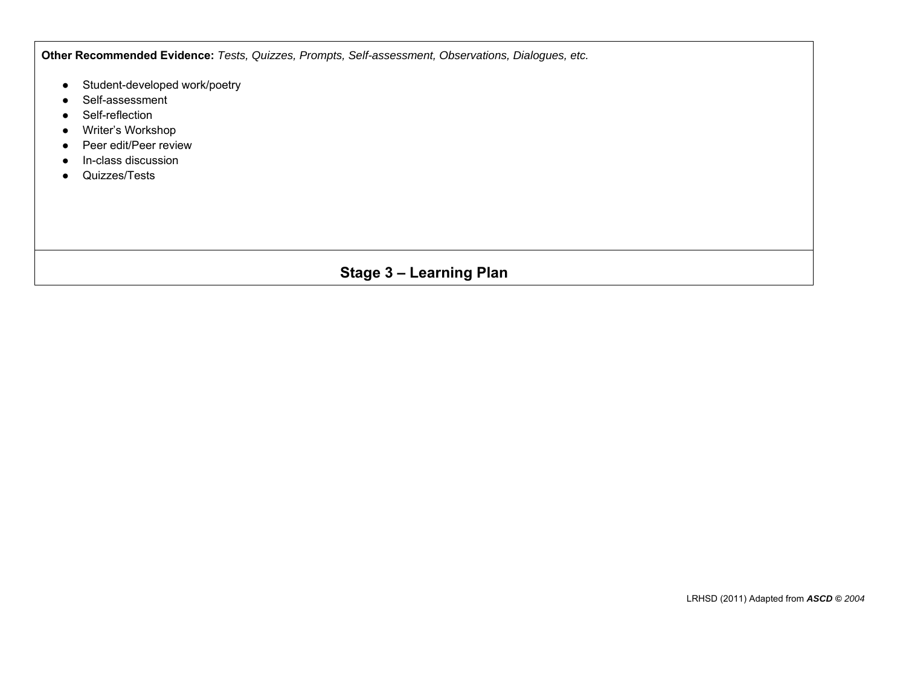**Other Recommended Evidence:** *Tests, Quizzes, Prompts, Self-assessment, Observations, Dialogues, etc.*

- Student-developed work/poetry
- Self-assessment
- Self-reflection
- Writer's Workshop
- Peer edit/Peer review
- In-class discussion
- Quizzes/Tests

## Stage 3 – Learning Plan

LRHSD (2011) Adapted from ***ASCD*** *© 2004*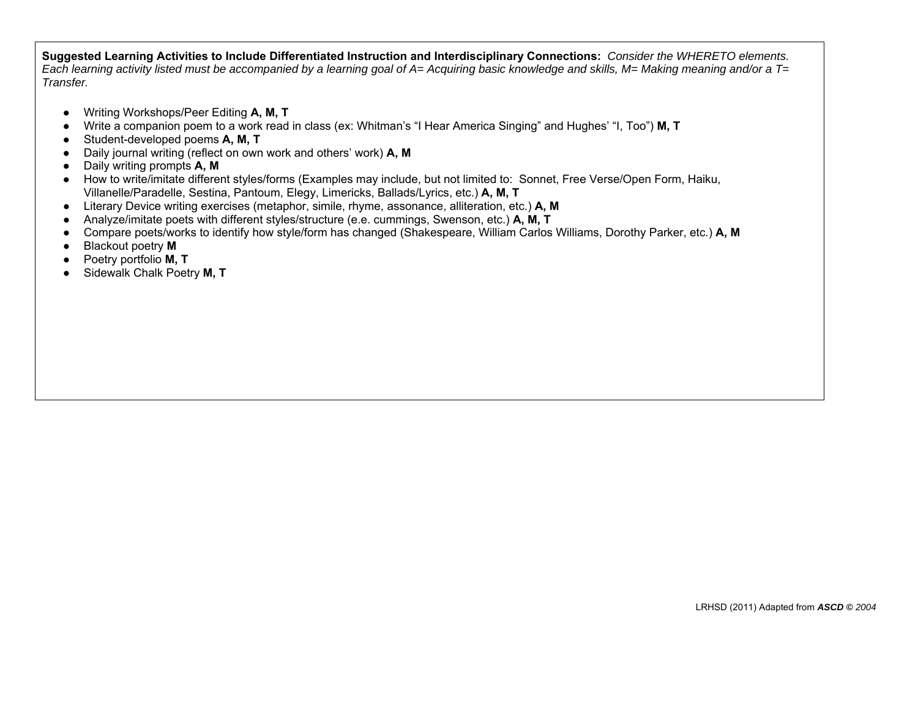**Suggested Learning Activities to Include Differentiated Instruction and Interdisciplinary Connections:** *Consider the WHERETO elements. Each learning activity listed must be accompanied by a learning goal of A= Acquiring basic knowledge and skills, M= Making meaning and/or a T= Transfer.*

- Writing Workshops/Peer Editing **A, M, T**
- Write a companion poem to a work read in class (ex: Whitman's "I Hear America Singing" and Hughes' "I, Too") **M, T**
- Student-developed poems **A, M, T**
- Daily journal writing (reflect on own work and others' work) **A, M**
- Daily writing prompts **A, M**
- How to write/imitate different styles/forms (Examples may include, but not limited to: Sonnet, Free Verse/Open Form, Haiku, Villanelle/Paradelle, Sestina, Pantoum, Elegy, Limericks, Ballads/Lyrics, etc.) **A, M, T**
- Literary Device writing exercises (metaphor, simile, rhyme, assonance, alliteration, etc.) **A, M**
- Analyze/imitate poets with different styles/structure (e.e. cummings, Swenson, etc.) **A, M, T**
- Compare poets/works to identify how style/form has changed (Shakespeare, William Carlos Williams, Dorothy Parker, etc.) **A, M**
- Blackout poetry **M**
- Poetry portfolio **M, T**
- Sidewalk Chalk Poetry **M, T**

LRHSD (2011) Adapted from ***ASCD*** *© 2004*